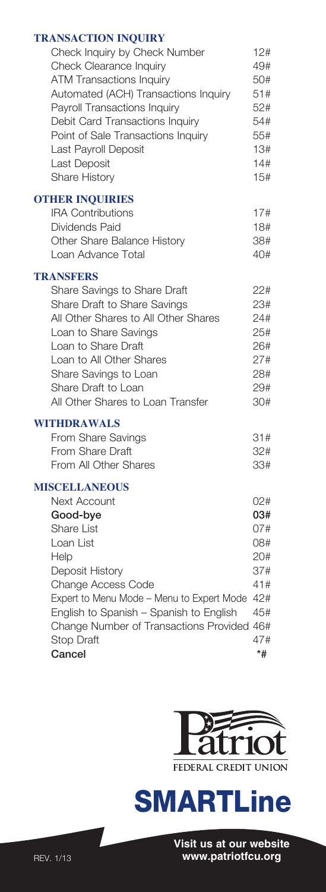## TRANSACTION INQUIRY

| | |
|---|---|
| Check Inquiry by Check Number | 12# |
| Check Clearance Inquiry | 49# |
| ATM Transactions Inquiry | 50# |
| Automated (ACH) Transactions Inquiry | 51# |
| Payroll Transactions Inquiry | 52# |
| Debit Card Transactions Inquiry | 54# |
| Point of Sale Transactions Inquiry | 55# |
| Last Payroll Deposit | 13# |
| Last Deposit | 14# |
| Share History | 15# |

## OTHER INQUIRIES

| | |
|---|---|
| IRA Contributions | 17# |
| Dividends Paid | 18# |
| Other Share Balance History | 38# |
| Loan Advance Total | 40# |

## TRANSFERS

| | |
|---|---|
| Share Savings to Share Draft | 22# |
| Share Draft to Share Savings | 23# |
| All Other Shares to All Other Shares | 24# |
| Loan to Share Savings | 25# |
| Loan to Share Draft | 26# |
| Loan to All Other Shares | 27# |
| Share Savings to Loan | 28# |
| Share Draft to Loan | 29# |
| All Other Shares to Loan Transfer | 30# |

## WITHDRAWALS

| | |
|---|---|
| From Share Savings | 31# |
| From Share Draft | 32# |
| From All Other Shares | 33# |

## MISCELLANEOUS

| | |
|---|---|
| Next Account | 02# |
| **Good-bye** | **03#** |
| Share List | 07# |
| Loan List | 08# |
| Help | 20# |
| Deposit History | 37# |
| Change Access Code | 41# |
| Expert to Menu Mode – Menu to Expert Mode | 42# |
| English to Spanish – Spanish to English | 45# |
| Change Number of Transactions Provided | 46# |
| Stop Draft | 47# |
| **Cancel** | ***#** |

Patriot
FEDERAL CREDIT UNION

# SMARTLine

REV. 1/13

**Visit us at our website www.patriotfcu.org**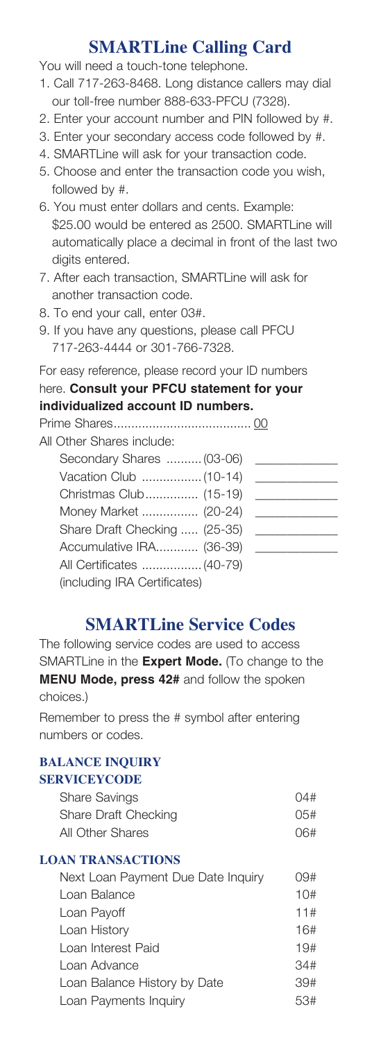## SMARTLine Calling Card

You will need a touch-tone telephone.

1. Call 717-263-8468. Long distance callers may dial our toll-free number 888-633-PFCU (7328).
2. Enter your account number and PIN followed by #.
3. Enter your secondary access code followed by #.
4. SMARTLine will ask for your transaction code.
5. Choose and enter the transaction code you wish, followed by #.
6. You must enter dollars and cents. Example: $25.00 would be entered as 2500. SMARTLine will automatically place a decimal in front of the last two digits entered.
7. After each transaction, SMARTLine will ask for another transaction code.
8. To end your call, enter 03#.
9. If you have any questions, please call PFCU 717-263-4444 or 301-766-7328.

For easy reference, please record your ID numbers here. **Consult your PFCU statement for your individualized account ID numbers.**

Prime Shares....................................... 00

All Other Shares include:

- Secondary Shares ..........(03-06) ____________
- Vacation Club .................(10-14) ____________
- Christmas Club............... (15-19) ____________
- Money Market ................ (20-24) ____________
- Share Draft Checking ..... (25-35) ____________
- Accumulative IRA............ (36-39) ____________
- All Certificates .................(40-79)
- (including IRA Certificates)

## SMARTLine Service Codes

The following service codes are used to access SMARTLine in the **Expert Mode.** (To change to the **MENU Mode, press 42#** and follow the spoken choices.)

Remember to press the # symbol after entering numbers or codes.

### BALANCE INQUIRY SERVICEYCODE

| | |
|---|---|
| Share Savings | 04# |
| Share Draft Checking | 05# |
| All Other Shares | 06# |

### LOAN TRANSACTIONS

| | |
|---|---|
| Next Loan Payment Due Date Inquiry | 09# |
| Loan Balance | 10# |
| Loan Payoff | 11# |
| Loan History | 16# |
| Loan Interest Paid | 19# |
| Loan Advance | 34# |
| Loan Balance History by Date | 39# |
| Loan Payments Inquiry | 53# |